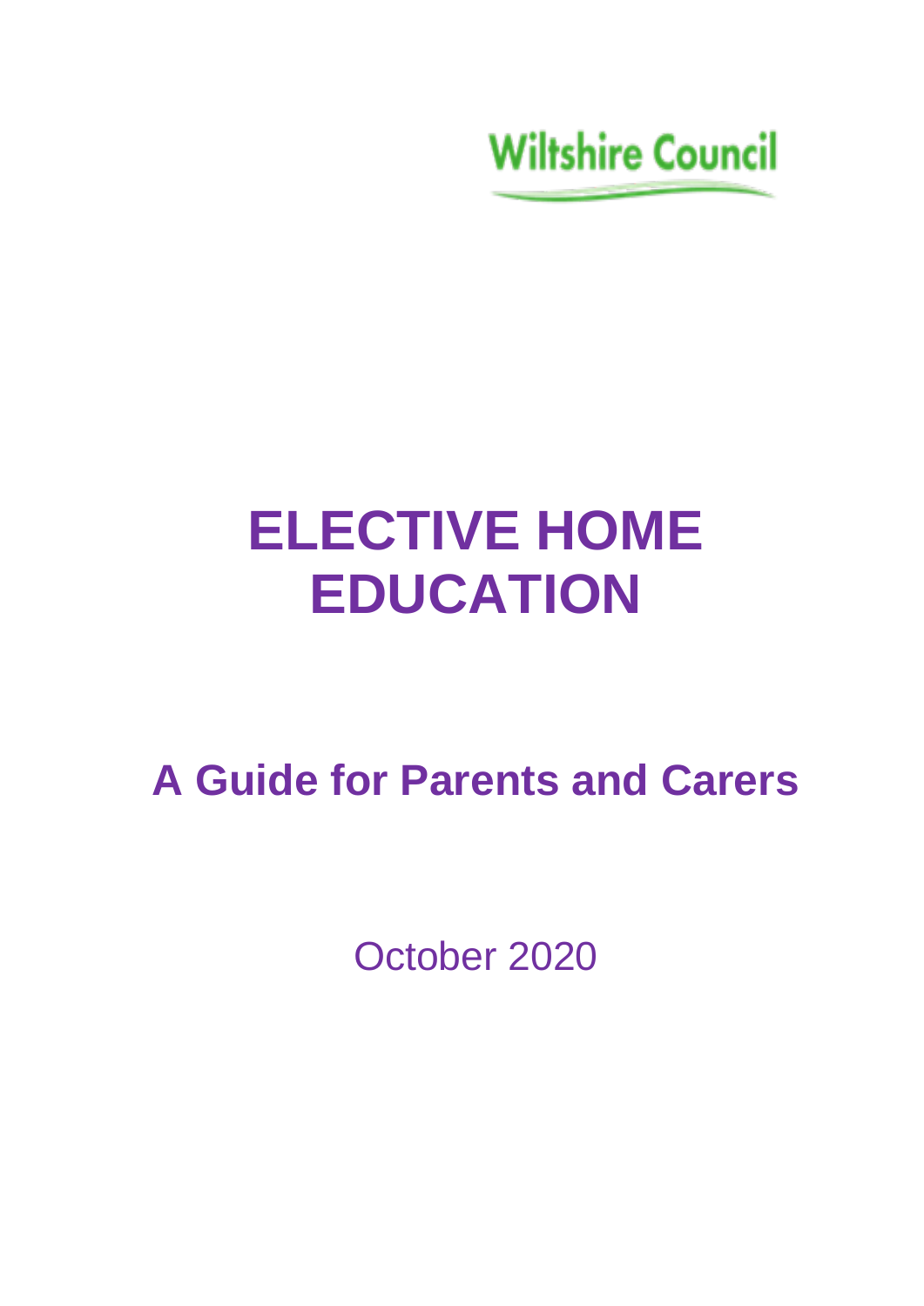Wiltshire Council

# ELECTIVE HOME EDUCATION

## A Guide for Parents and Carers

October 2020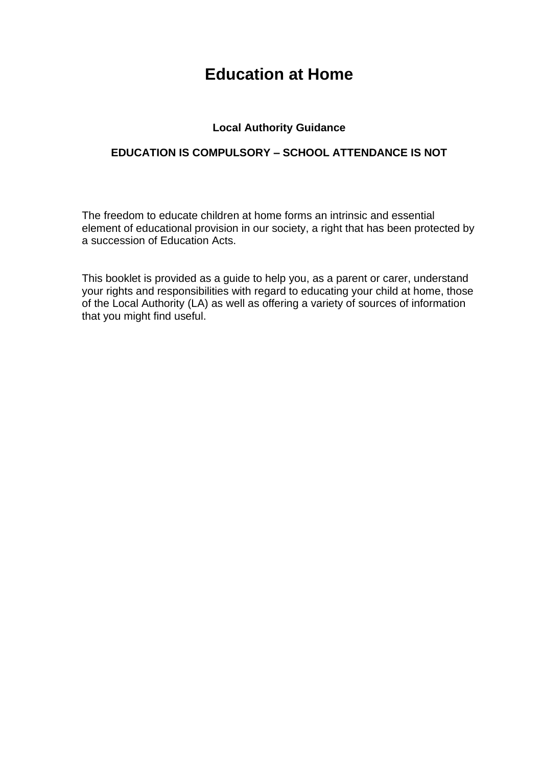# Education at Home

**Local Authority Guidance**

**EDUCATION IS COMPULSORY – SCHOOL ATTENDANCE IS NOT**

The freedom to educate children at home forms an intrinsic and essential element of educational provision in our society, a right that has been protected by a succession of Education Acts.

This booklet is provided as a guide to help you, as a parent or carer, understand your rights and responsibilities with regard to educating your child at home, those of the Local Authority (LA) as well as offering a variety of sources of information that you might find useful.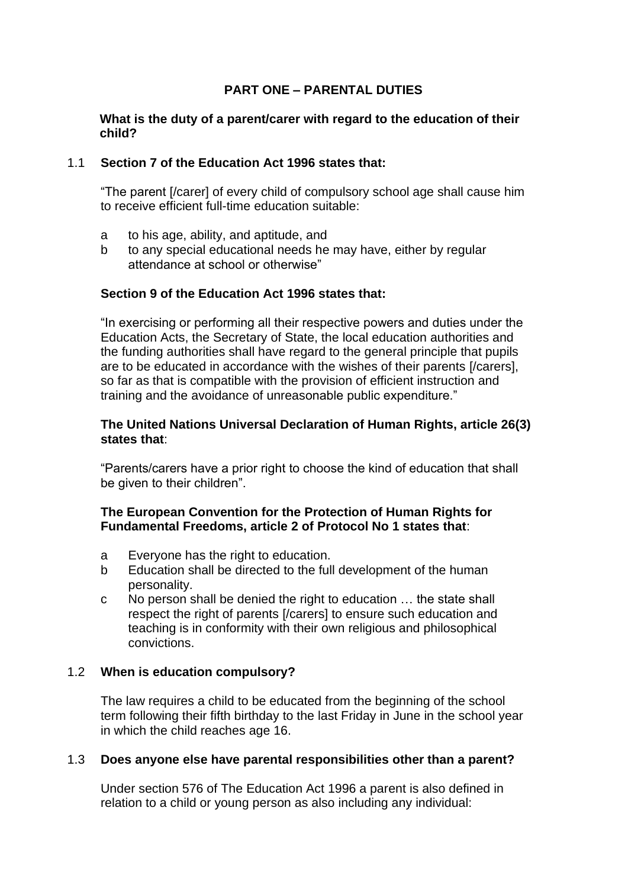## PART ONE – PARENTAL DUTIES

**What is the duty of a parent/carer with regard to the education of their child?**

1.1 **Section 7 of the Education Act 1996 states that:**

"The parent [/carer] of every child of compulsory school age shall cause him to receive efficient full-time education suitable:

a to his age, ability, and aptitude, and
b to any special educational needs he may have, either by regular attendance at school or otherwise"

**Section 9 of the Education Act 1996 states that:**

"In exercising or performing all their respective powers and duties under the Education Acts, the Secretary of State, the local education authorities and the funding authorities shall have regard to the general principle that pupils are to be educated in accordance with the wishes of their parents [/carers], so far as that is compatible with the provision of efficient instruction and training and the avoidance of unreasonable public expenditure."

**The United Nations Universal Declaration of Human Rights, article 26(3) states that**:

"Parents/carers have a prior right to choose the kind of education that shall be given to their children".

**The European Convention for the Protection of Human Rights for Fundamental Freedoms, article 2 of Protocol No 1 states that**:

a Everyone has the right to education.
b Education shall be directed to the full development of the human personality.
c No person shall be denied the right to education … the state shall respect the right of parents [/carers] to ensure such education and teaching is in conformity with their own religious and philosophical convictions.

1.2 **When is education compulsory?**

The law requires a child to be educated from the beginning of the school term following their fifth birthday to the last Friday in June in the school year in which the child reaches age 16.

1.3 **Does anyone else have parental responsibilities other than a parent?**

Under section 576 of The Education Act 1996 a parent is also defined in relation to a child or young person as also including any individual: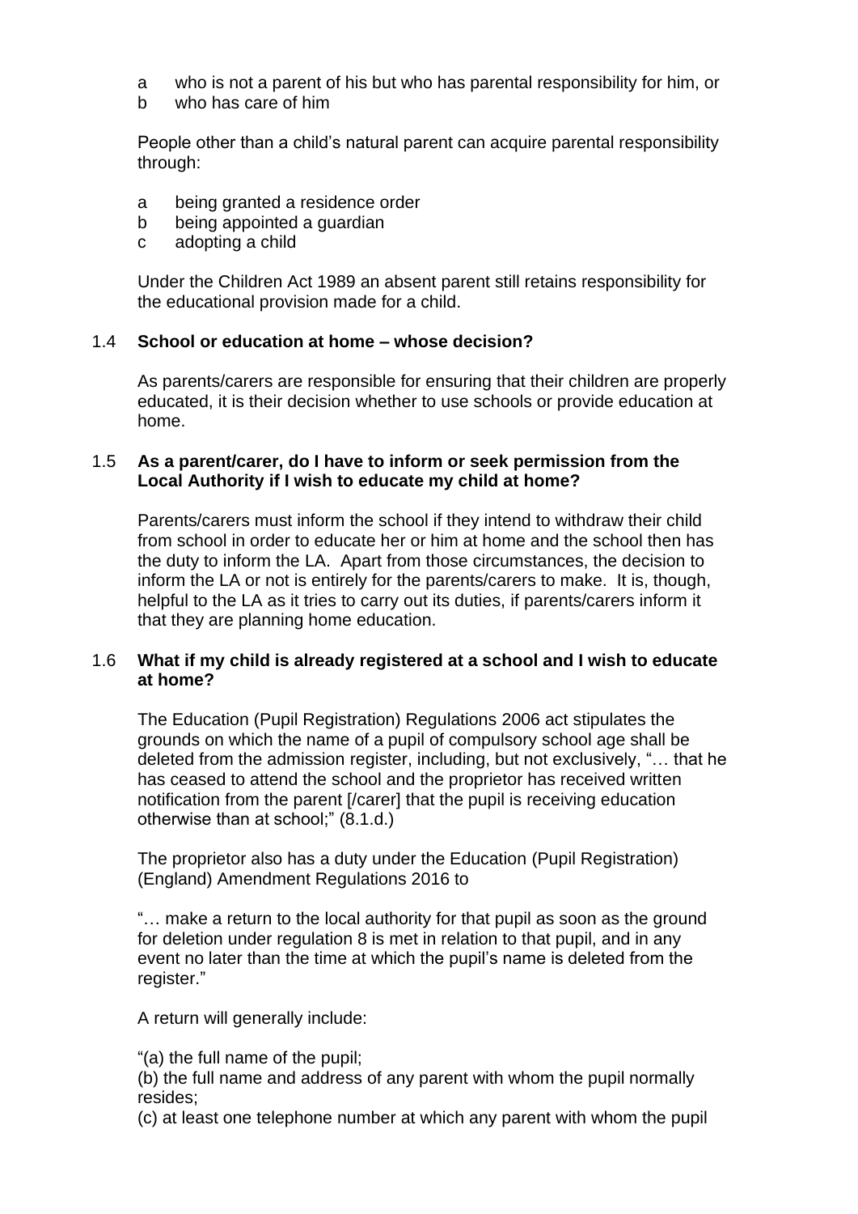a who is not a parent of his but who has parental responsibility for him, or
b who has care of him

People other than a child's natural parent can acquire parental responsibility through:

a being granted a residence order
b being appointed a guardian
c adopting a child

Under the Children Act 1989 an absent parent still retains responsibility for the educational provision made for a child.

### 1.4 School or education at home – whose decision?

As parents/carers are responsible for ensuring that their children are properly educated, it is their decision whether to use schools or provide education at home.

### 1.5 As a parent/carer, do I have to inform or seek permission from the Local Authority if I wish to educate my child at home?

Parents/carers must inform the school if they intend to withdraw their child from school in order to educate her or him at home and the school then has the duty to inform the LA. Apart from those circumstances, the decision to inform the LA or not is entirely for the parents/carers to make. It is, though, helpful to the LA as it tries to carry out its duties, if parents/carers inform it that they are planning home education.

### 1.6 What if my child is already registered at a school and I wish to educate at home?

The Education (Pupil Registration) Regulations 2006 act stipulates the grounds on which the name of a pupil of compulsory school age shall be deleted from the admission register, including, but not exclusively, "… that he has ceased to attend the school and the proprietor has received written notification from the parent [/carer] that the pupil is receiving education otherwise than at school;" (8.1.d.)

The proprietor also has a duty under the Education (Pupil Registration) (England) Amendment Regulations 2016 to

"… make a return to the local authority for that pupil as soon as the ground for deletion under regulation 8 is met in relation to that pupil, and in any event no later than the time at which the pupil's name is deleted from the register."

A return will generally include:

"(a) the full name of the pupil;
(b) the full name and address of any parent with whom the pupil normally resides;
(c) at least one telephone number at which any parent with whom the pupil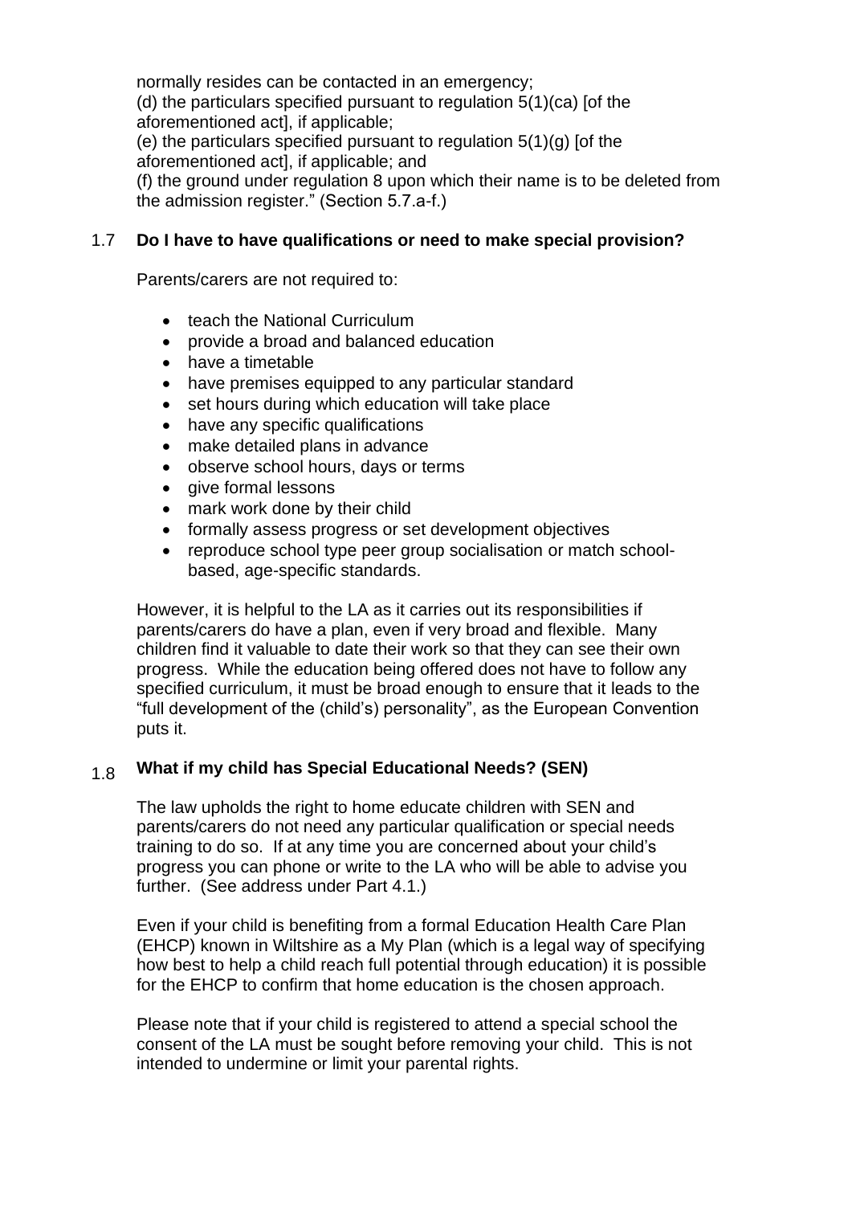normally resides can be contacted in an emergency;
(d) the particulars specified pursuant to regulation 5(1)(ca) [of the aforementioned act], if applicable;
(e) the particulars specified pursuant to regulation 5(1)(g) [of the aforementioned act], if applicable; and
(f) the ground under regulation 8 upon which their name is to be deleted from the admission register." (Section 5.7.a-f.)

### 1.7 Do I have to have qualifications or need to make special provision?

Parents/carers are not required to:

- teach the National Curriculum
- provide a broad and balanced education
- have a timetable
- have premises equipped to any particular standard
- set hours during which education will take place
- have any specific qualifications
- make detailed plans in advance
- observe school hours, days or terms
- give formal lessons
- mark work done by their child
- formally assess progress or set development objectives
- reproduce school type peer group socialisation or match school-based, age-specific standards.

However, it is helpful to the LA as it carries out its responsibilities if parents/carers do have a plan, even if very broad and flexible. Many children find it valuable to date their work so that they can see their own progress. While the education being offered does not have to follow any specified curriculum, it must be broad enough to ensure that it leads to the "full development of the (child's) personality", as the European Convention puts it.

### 1.8 What if my child has Special Educational Needs? (SEN)

The law upholds the right to home educate children with SEN and parents/carers do not need any particular qualification or special needs training to do so. If at any time you are concerned about your child's progress you can phone or write to the LA who will be able to advise you further. (See address under Part 4.1.)

Even if your child is benefiting from a formal Education Health Care Plan (EHCP) known in Wiltshire as a My Plan (which is a legal way of specifying how best to help a child reach full potential through education) it is possible for the EHCP to confirm that home education is the chosen approach.

Please note that if your child is registered to attend a special school the consent of the LA must be sought before removing your child. This is not intended to undermine or limit your parental rights.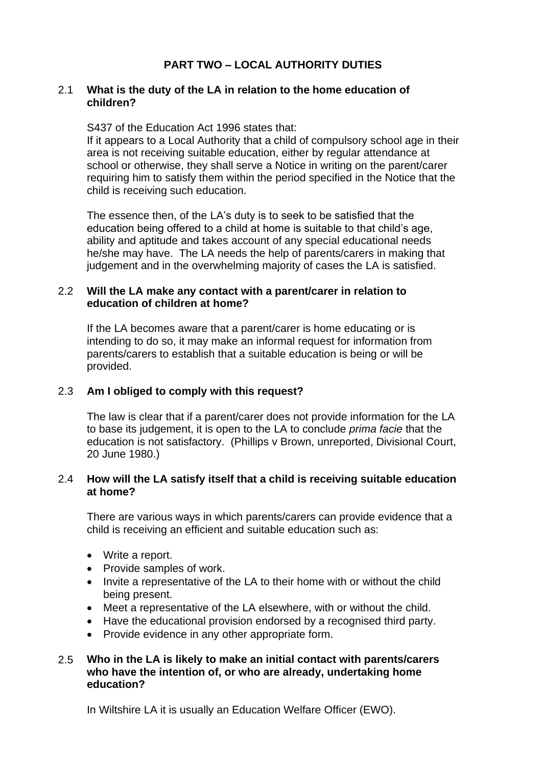## PART TWO – LOCAL AUTHORITY DUTIES

### 2.1 What is the duty of the LA in relation to the home education of children?

S437 of the Education Act 1996 states that:
If it appears to a Local Authority that a child of compulsory school age in their area is not receiving suitable education, either by regular attendance at school or otherwise, they shall serve a Notice in writing on the parent/carer requiring him to satisfy them within the period specified in the Notice that the child is receiving such education.

The essence then, of the LA's duty is to seek to be satisfied that the education being offered to a child at home is suitable to that child's age, ability and aptitude and takes account of any special educational needs he/she may have. The LA needs the help of parents/carers in making that judgement and in the overwhelming majority of cases the LA is satisfied.

### 2.2 Will the LA make any contact with a parent/carer in relation to education of children at home?

If the LA becomes aware that a parent/carer is home educating or is intending to do so, it may make an informal request for information from parents/carers to establish that a suitable education is being or will be provided.

### 2.3 Am I obliged to comply with this request?

The law is clear that if a parent/carer does not provide information for the LA to base its judgement, it is open to the LA to conclude *prima facie* that the education is not satisfactory. (Phillips v Brown, unreported, Divisional Court, 20 June 1980.)

### 2.4 How will the LA satisfy itself that a child is receiving suitable education at home?

There are various ways in which parents/carers can provide evidence that a child is receiving an efficient and suitable education such as:

- Write a report.
- Provide samples of work.
- Invite a representative of the LA to their home with or without the child being present.
- Meet a representative of the LA elsewhere, with or without the child.
- Have the educational provision endorsed by a recognised third party.
- Provide evidence in any other appropriate form.

### 2.5 Who in the LA is likely to make an initial contact with parents/carers who have the intention of, or who are already, undertaking home education?

In Wiltshire LA it is usually an Education Welfare Officer (EWO).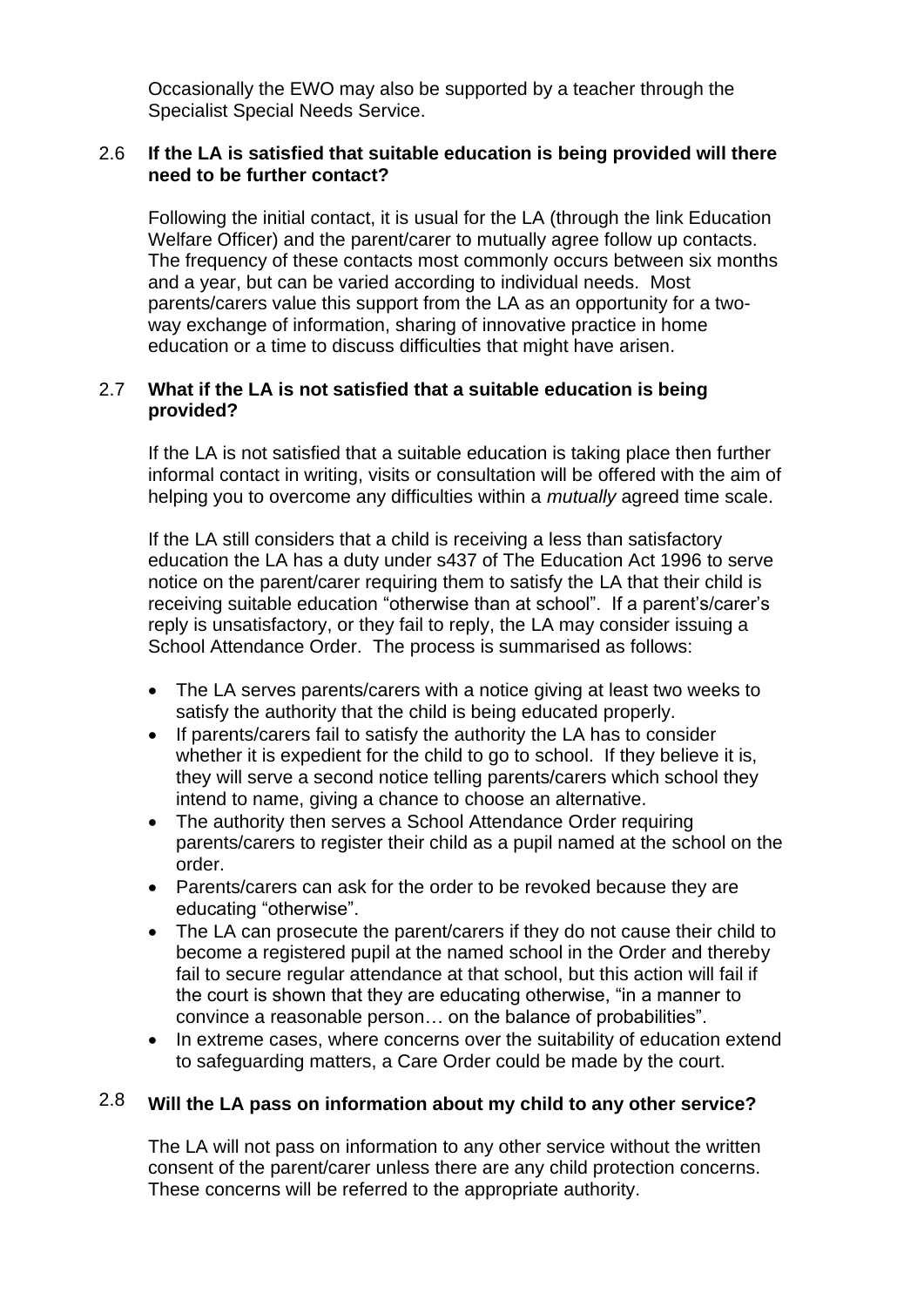Occasionally the EWO may also be supported by a teacher through the Specialist Special Needs Service.

### 2.6 If the LA is satisfied that suitable education is being provided will there need to be further contact?

Following the initial contact, it is usual for the LA (through the link Education Welfare Officer) and the parent/carer to mutually agree follow up contacts. The frequency of these contacts most commonly occurs between six months and a year, but can be varied according to individual needs. Most parents/carers value this support from the LA as an opportunity for a two-way exchange of information, sharing of innovative practice in home education or a time to discuss difficulties that might have arisen.

### 2.7 What if the LA is not satisfied that a suitable education is being provided?

If the LA is not satisfied that a suitable education is taking place then further informal contact in writing, visits or consultation will be offered with the aim of helping you to overcome any difficulties within a *mutually* agreed time scale.

If the LA still considers that a child is receiving a less than satisfactory education the LA has a duty under s437 of The Education Act 1996 to serve notice on the parent/carer requiring them to satisfy the LA that their child is receiving suitable education "otherwise than at school". If a parent's/carer's reply is unsatisfactory, or they fail to reply, the LA may consider issuing a School Attendance Order. The process is summarised as follows:

- The LA serves parents/carers with a notice giving at least two weeks to satisfy the authority that the child is being educated properly.
- If parents/carers fail to satisfy the authority the LA has to consider whether it is expedient for the child to go to school. If they believe it is, they will serve a second notice telling parents/carers which school they intend to name, giving a chance to choose an alternative.
- The authority then serves a School Attendance Order requiring parents/carers to register their child as a pupil named at the school on the order.
- Parents/carers can ask for the order to be revoked because they are educating "otherwise".
- The LA can prosecute the parent/carers if they do not cause their child to become a registered pupil at the named school in the Order and thereby fail to secure regular attendance at that school, but this action will fail if the court is shown that they are educating otherwise, "in a manner to convince a reasonable person… on the balance of probabilities".
- In extreme cases, where concerns over the suitability of education extend to safeguarding matters, a Care Order could be made by the court.

### 2.8 Will the LA pass on information about my child to any other service?

The LA will not pass on information to any other service without the written consent of the parent/carer unless there are any child protection concerns. These concerns will be referred to the appropriate authority.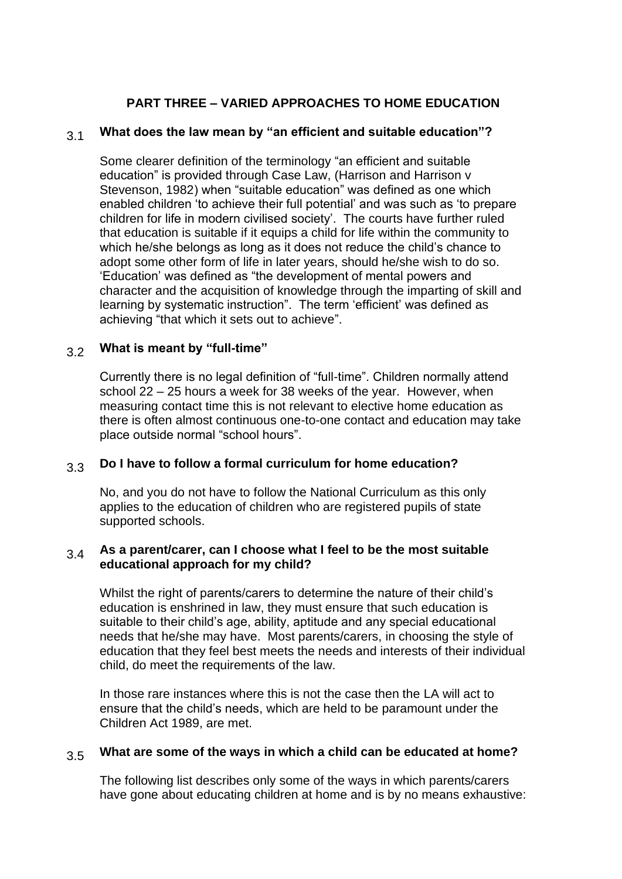## PART THREE – VARIED APPROACHES TO HOME EDUCATION

### 3.1 What does the law mean by "an efficient and suitable education"?

Some clearer definition of the terminology "an efficient and suitable education" is provided through Case Law, (Harrison and Harrison v Stevenson, 1982) when "suitable education" was defined as one which enabled children 'to achieve their full potential' and was such as 'to prepare children for life in modern civilised society'. The courts have further ruled that education is suitable if it equips a child for life within the community to which he/she belongs as long as it does not reduce the child's chance to adopt some other form of life in later years, should he/she wish to do so. 'Education' was defined as "the development of mental powers and character and the acquisition of knowledge through the imparting of skill and learning by systematic instruction". The term 'efficient' was defined as achieving "that which it sets out to achieve".

### 3.2 What is meant by "full-time"

Currently there is no legal definition of "full-time". Children normally attend school 22 – 25 hours a week for 38 weeks of the year. However, when measuring contact time this is not relevant to elective home education as there is often almost continuous one-to-one contact and education may take place outside normal "school hours".

### 3.3 Do I have to follow a formal curriculum for home education?

No, and you do not have to follow the National Curriculum as this only applies to the education of children who are registered pupils of state supported schools.

### 3.4 As a parent/carer, can I choose what I feel to be the most suitable educational approach for my child?

Whilst the right of parents/carers to determine the nature of their child's education is enshrined in law, they must ensure that such education is suitable to their child's age, ability, aptitude and any special educational needs that he/she may have. Most parents/carers, in choosing the style of education that they feel best meets the needs and interests of their individual child, do meet the requirements of the law.

In those rare instances where this is not the case then the LA will act to ensure that the child's needs, which are held to be paramount under the Children Act 1989, are met.

### 3.5 What are some of the ways in which a child can be educated at home?

The following list describes only some of the ways in which parents/carers have gone about educating children at home and is by no means exhaustive: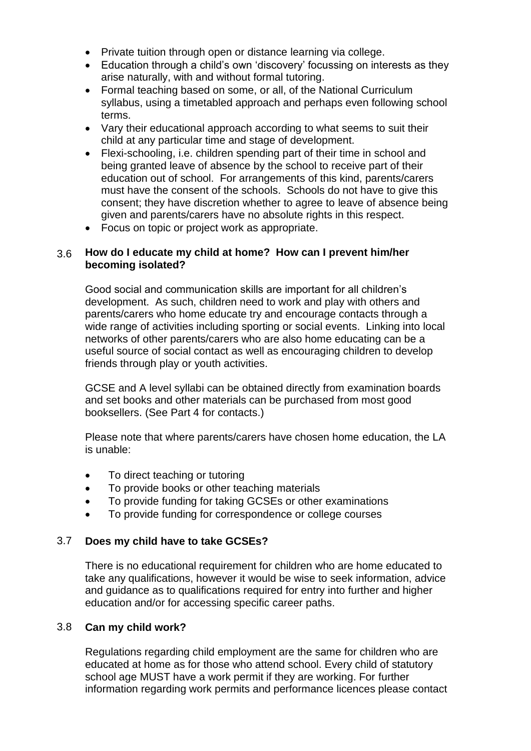- Private tuition through open or distance learning via college.
- Education through a child's own 'discovery' focussing on interests as they arise naturally, with and without formal tutoring.
- Formal teaching based on some, or all, of the National Curriculum syllabus, using a timetabled approach and perhaps even following school terms.
- Vary their educational approach according to what seems to suit their child at any particular time and stage of development.
- Flexi-schooling, i.e. children spending part of their time in school and being granted leave of absence by the school to receive part of their education out of school. For arrangements of this kind, parents/carers must have the consent of the schools. Schools do not have to give this consent; they have discretion whether to agree to leave of absence being given and parents/carers have no absolute rights in this respect.
- Focus on topic or project work as appropriate.

### 3.6 How do I educate my child at home? How can I prevent him/her becoming isolated?

Good social and communication skills are important for all children's development. As such, children need to work and play with others and parents/carers who home educate try and encourage contacts through a wide range of activities including sporting or social events. Linking into local networks of other parents/carers who are also home educating can be a useful source of social contact as well as encouraging children to develop friends through play or youth activities.

GCSE and A level syllabi can be obtained directly from examination boards and set books and other materials can be purchased from most good booksellers. (See Part 4 for contacts.)

Please note that where parents/carers have chosen home education, the LA is unable:

- To direct teaching or tutoring
- To provide books or other teaching materials
- To provide funding for taking GCSEs or other examinations
- To provide funding for correspondence or college courses

### 3.7 Does my child have to take GCSEs?

There is no educational requirement for children who are home educated to take any qualifications, however it would be wise to seek information, advice and guidance as to qualifications required for entry into further and higher education and/or for accessing specific career paths.

### 3.8 Can my child work?

Regulations regarding child employment are the same for children who are educated at home as for those who attend school. Every child of statutory school age MUST have a work permit if they are working. For further information regarding work permits and performance licences please contact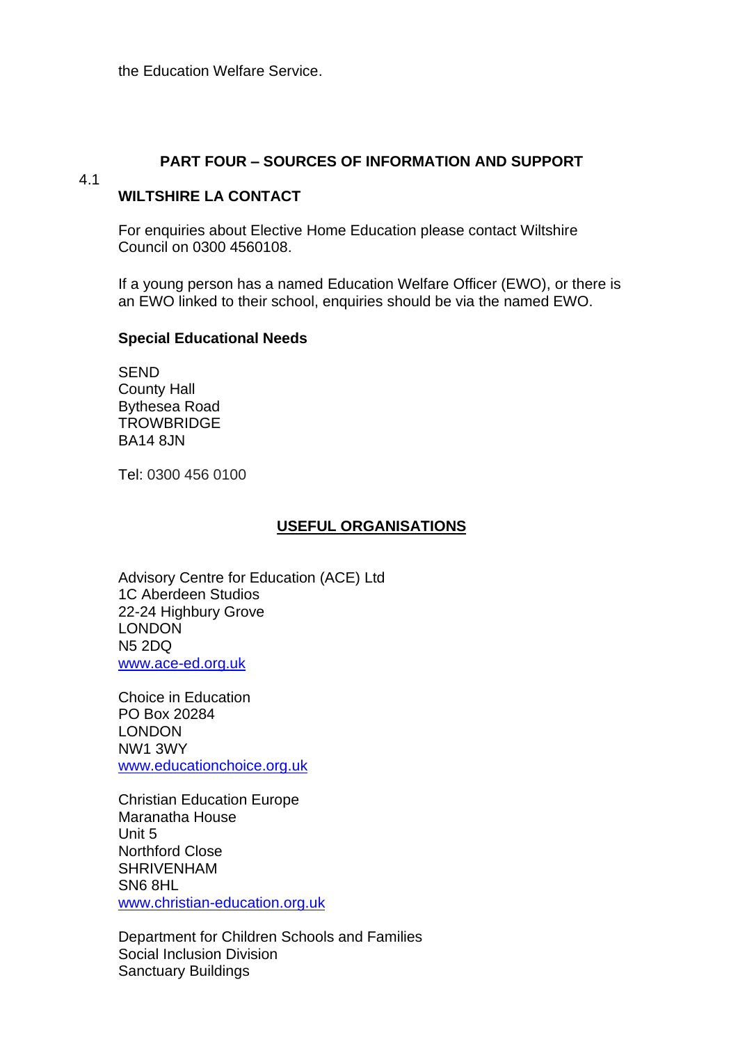the Education Welfare Service.

## PART FOUR – SOURCES OF INFORMATION AND SUPPORT

4.1

### WILTSHIRE LA CONTACT

For enquiries about Elective Home Education please contact Wiltshire Council on 0300 4560108.

If a young person has a named Education Welfare Officer (EWO), or there is an EWO linked to their school, enquiries should be via the named EWO.

**Special Educational Needs**

SEND  
County Hall  
Bythesea Road  
TROWBRIDGE  
BA14 8JN

Tel: 0300 456 0100

### USEFUL ORGANISATIONS

Advisory Centre for Education (ACE) Ltd  
1C Aberdeen Studios  
22-24 Highbury Grove  
LONDON  
N5 2DQ  
www.ace-ed.org.uk

Choice in Education  
PO Box 20284  
LONDON  
NW1 3WY  
www.educationchoice.org.uk

Christian Education Europe  
Maranatha House  
Unit 5  
Northford Close  
SHRIVENHAM  
SN6 8HL  
www.christian-education.org.uk

Department for Children Schools and Families  
Social Inclusion Division  
Sanctuary Buildings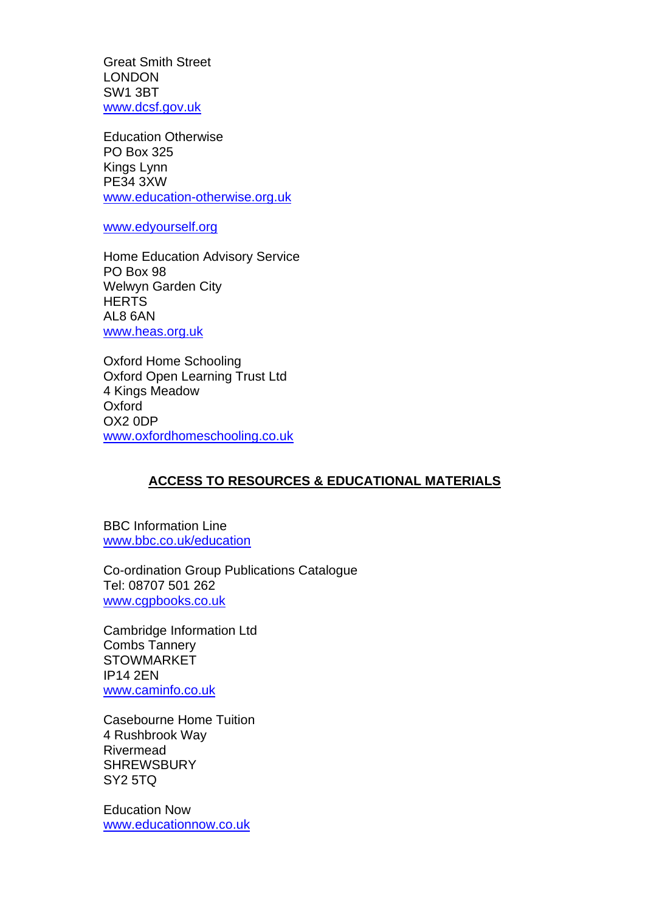Great Smith Street
LONDON
SW1 3BT
www.dcsf.gov.uk

Education Otherwise
PO Box 325
Kings Lynn
PE34 3XW
www.education-otherwise.org.uk

www.edyourself.org

Home Education Advisory Service
PO Box 98
Welwyn Garden City
HERTS
AL8 6AN
www.heas.org.uk

Oxford Home Schooling
Oxford Open Learning Trust Ltd
4 Kings Meadow
Oxford
OX2 0DP
www.oxfordhomeschooling.co.uk

## ACCESS TO RESOURCES & EDUCATIONAL MATERIALS

BBC Information Line
www.bbc.co.uk/education

Co-ordination Group Publications Catalogue
Tel: 08707 501 262
www.cgpbooks.co.uk

Cambridge Information Ltd
Combs Tannery
STOWMARKET
IP14 2EN
www.caminfo.co.uk

Casebourne Home Tuition
4 Rushbrook Way
Rivermead
SHREWSBURY
SY2 5TQ

Education Now
www.educationnow.co.uk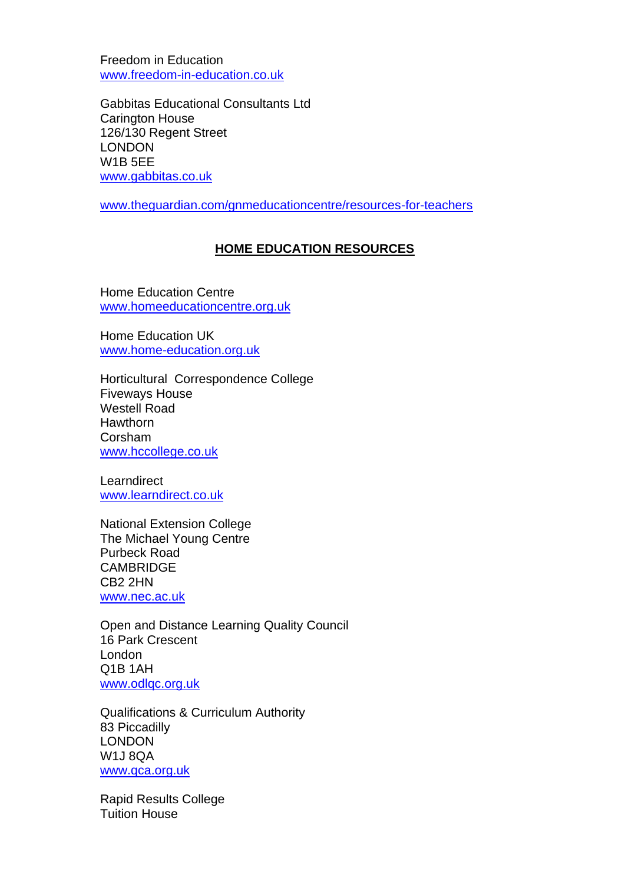Freedom in Education
www.freedom-in-education.co.uk

Gabbitas Educational Consultants Ltd
Carington House
126/130 Regent Street
LONDON
W1B 5EE
www.gabbitas.co.uk

www.theguardian.com/gnmeducationcentre/resources-for-teachers

## HOME EDUCATION RESOURCES

Home Education Centre
www.homeeducationcentre.org.uk

Home Education UK
www.home-education.org.uk

Horticultural  Correspondence College
Fiveways House
Westell Road
Hawthorn
Corsham
www.hccollege.co.uk

Learndirect
www.learndirect.co.uk

National Extension College
The Michael Young Centre
Purbeck Road
CAMBRIDGE
CB2 2HN
www.nec.ac.uk

Open and Distance Learning Quality Council
16 Park Crescent
London
Q1B 1AH
www.odlqc.org.uk

Qualifications & Curriculum Authority
83 Piccadilly
LONDON
W1J 8QA
www.qca.org.uk

Rapid Results College
Tuition House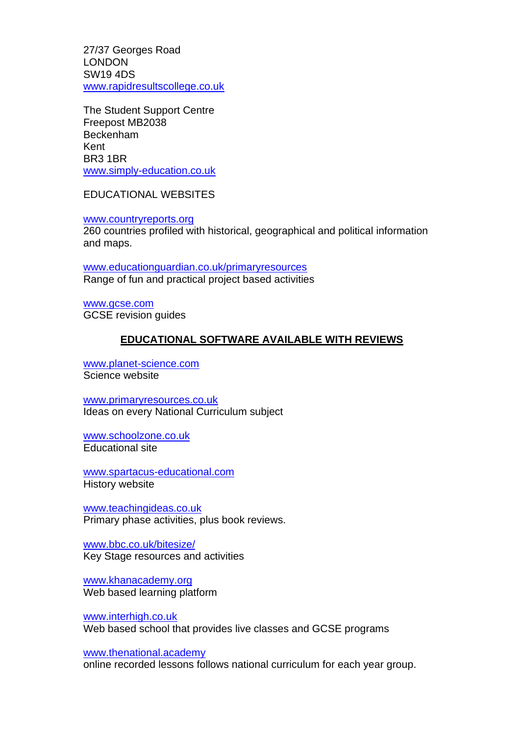27/37 Georges Road
LONDON
SW19 4DS
www.rapidresultscollege.co.uk

The Student Support Centre
Freepost MB2038
Beckenham
Kent
BR3 1BR
www.simply-education.co.uk

EDUCATIONAL WEBSITES

www.countryreports.org
260 countries profiled with historical, geographical and political information and maps.

www.educationguardian.co.uk/primaryresources
Range of fun and practical project based activities

www.gcse.com
GCSE revision guides

## EDUCATIONAL SOFTWARE AVAILABLE WITH REVIEWS

www.planet-science.com
Science website

www.primaryresources.co.uk
Ideas on every National Curriculum subject

www.schoolzone.co.uk
Educational site

www.spartacus-educational.com
History website

www.teachingideas.co.uk
Primary phase activities, plus book reviews.

www.bbc.co.uk/bitesize/
Key Stage resources and activities

www.khanacademy.org
Web based learning platform

www.interhigh.co.uk
Web based school that provides live classes and GCSE programs

www.thenational.academy
online recorded lessons follows national curriculum for each year group.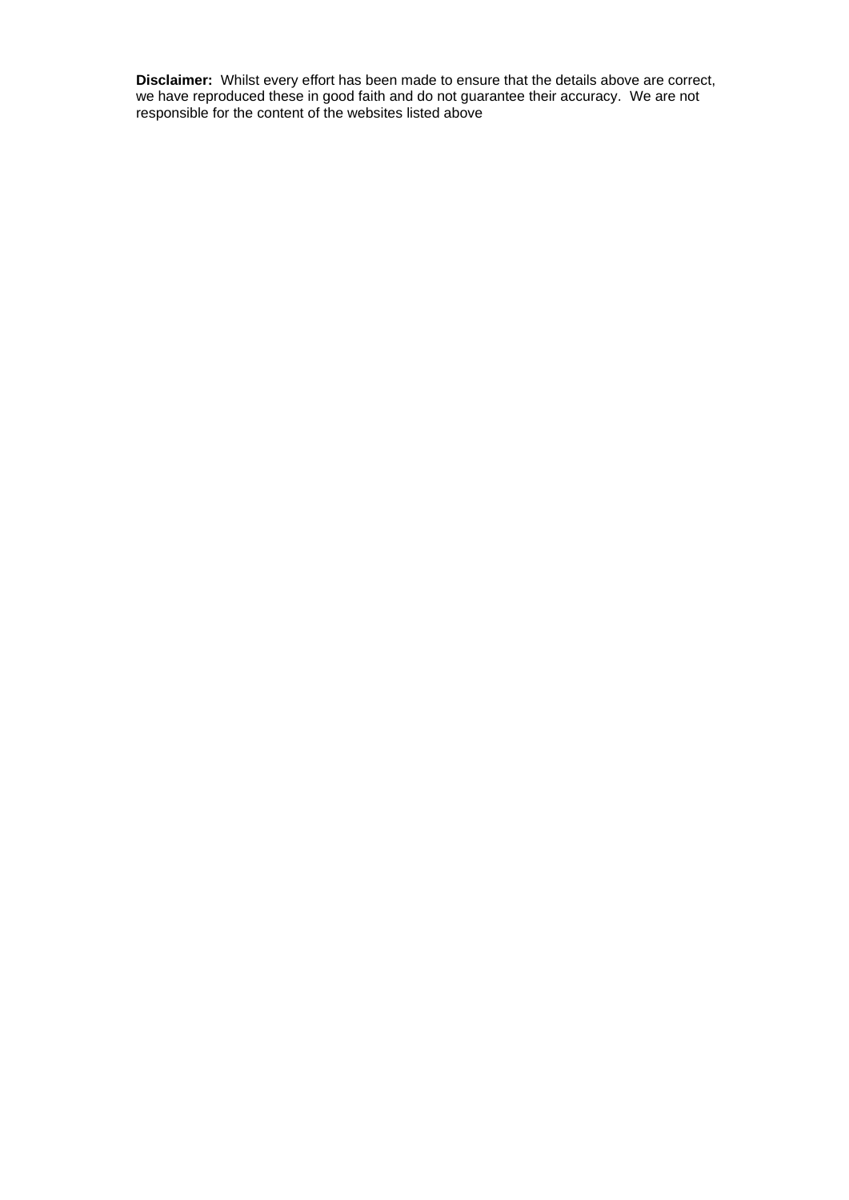**Disclaimer:** Whilst every effort has been made to ensure that the details above are correct, we have reproduced these in good faith and do not guarantee their accuracy. We are not responsible for the content of the websites listed above